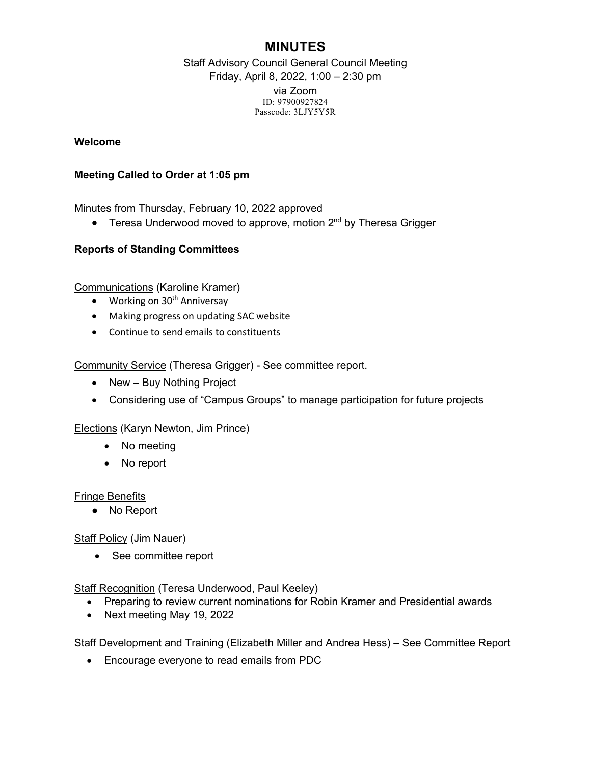# MINUTES

Staff Advisory Council General Council Meeting
Friday, April 8, 2022, 1:00 – 2:30 pm
via Zoom
ID: 97900927824
Passcode: 3LJY5Y5R

**Welcome**

**Meeting Called to Order at 1:05 pm**

Minutes from Thursday, February 10, 2022 approved

- Teresa Underwood moved to approve, motion 2nd by Theresa Grigger

**Reports of Standing Committees**

Communications (Karoline Kramer)

- Working on 30th Anniversay
- Making progress on updating SAC website
- Continue to send emails to constituents

Community Service (Theresa Grigger) - See committee report.

- New – Buy Nothing Project
- Considering use of "Campus Groups" to manage participation for future projects

Elections (Karyn Newton, Jim Prince)

- No meeting
- No report

Fringe Benefits

- No Report

Staff Policy (Jim Nauer)

- See committee report

Staff Recognition (Teresa Underwood, Paul Keeley)

- Preparing to review current nominations for Robin Kramer and Presidential awards
- Next meeting May 19, 2022

Staff Development and Training (Elizabeth Miller and Andrea Hess) – See Committee Report

- Encourage everyone to read emails from PDC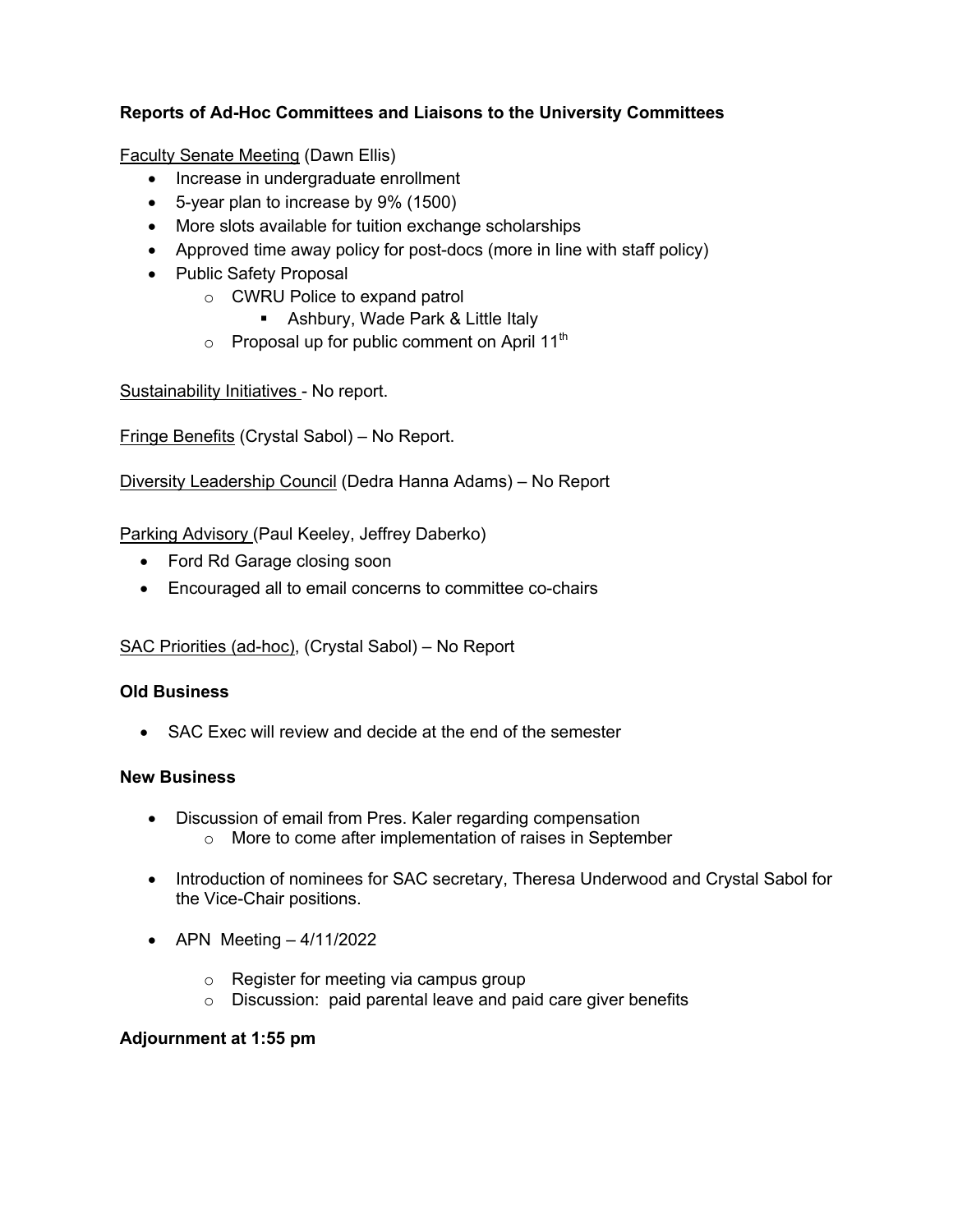**Reports of Ad-Hoc Committees and Liaisons to the University Committees**

Faculty Senate Meeting (Dawn Ellis)

- Increase in undergraduate enrollment
- 5-year plan to increase by 9% (1500)
- More slots available for tuition exchange scholarships
- Approved time away policy for post-docs (more in line with staff policy)
- Public Safety Proposal
  - CWRU Police to expand patrol
    - Ashbury, Wade Park & Little Italy
  - Proposal up for public comment on April 11th

Sustainability Initiatives - No report.

Fringe Benefits (Crystal Sabol) – No Report.

Diversity Leadership Council (Dedra Hanna Adams) – No Report

Parking Advisory (Paul Keeley, Jeffrey Daberko)

- Ford Rd Garage closing soon
- Encouraged all to email concerns to committee co-chairs

SAC Priorities (ad-hoc), (Crystal Sabol) – No Report

**Old Business**

- SAC Exec will review and decide at the end of the semester

**New Business**

- Discussion of email from Pres. Kaler regarding compensation
  - More to come after implementation of raises in September
- Introduction of nominees for SAC secretary, Theresa Underwood and Crystal Sabol for the Vice-Chair positions.
- APN Meeting – 4/11/2022
  - Register for meeting via campus group
  - Discussion: paid parental leave and paid care giver benefits

**Adjournment at 1:55 pm**